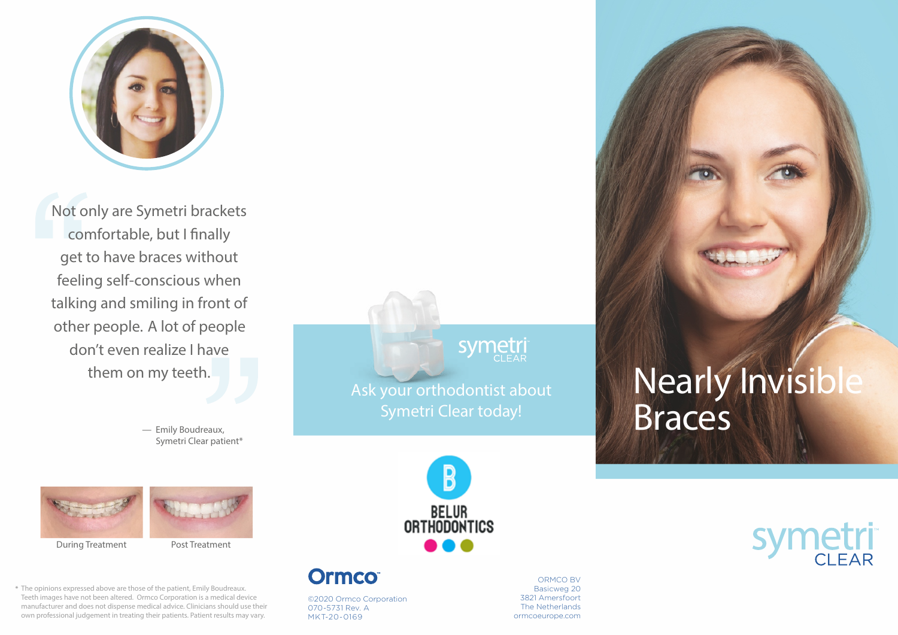> Not only are Symetri brackets comfortable, but I finally get to have braces without feeling self-conscious when talking and smiling in front of other people. A lot of people don't even realize I have them on my teeth.

— Emily Boudreaux,
Symetri Clear patient*

During Treatment

Post Treatment

* The opinions expressed above are those of the patient, Emily Boudreaux. Teeth images have not been altered. Ormco Corporation is a medical device manufacturer and does not dispense medical advice. Clinicians should use their own professional judgement in treating their patients. Patient results may vary.

symetri CLEAR

Ask your orthodontist about Symetri Clear today!

BELUR ORTHODONTICS

Ormco

©2020 Ormco Corporation
070-5731 Rev. A
MKT-20-0169

ORMCO BV
Basicweg 20
3821 Amersfoort
The Netherlands
ormcoeurope.com

# Nearly Invisible Braces

symetri CLEAR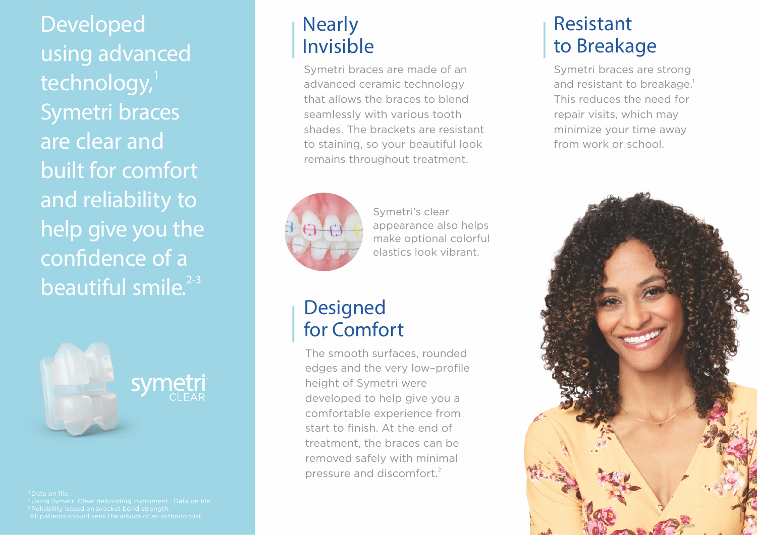Developed using advanced technology,[1] Symetri braces are clear and built for comfort and reliability to help give you the confidence of a beautiful smile.[2-3]

symetri CLEAR

## Nearly Invisible

Symetri braces are made of an advanced ceramic technology that allows the braces to blend seamlessly with various tooth shades. The brackets are resistant to staining, so your beautiful look remains throughout treatment.

Symetri's clear appearance also helps make optional colorful elastics look vibrant.

## Designed for Comfort

The smooth surfaces, rounded edges and the very low–profile height of Symetri were developed to help give you a comfortable experience from start to finish. At the end of treatment, the braces can be removed safely with minimal pressure and discomfort.[2]

## Resistant to Breakage

Symetri braces are strong and resistant to breakage.[1] This reduces the need for repair visits, which may minimize your time away from work or school.

[1] Data on file.
[2] Using Symetri Clear debonding instrument. Data on file.
[3] Reliability based on bracket bond strength.
All patients should seek the advice of an orthodontist.